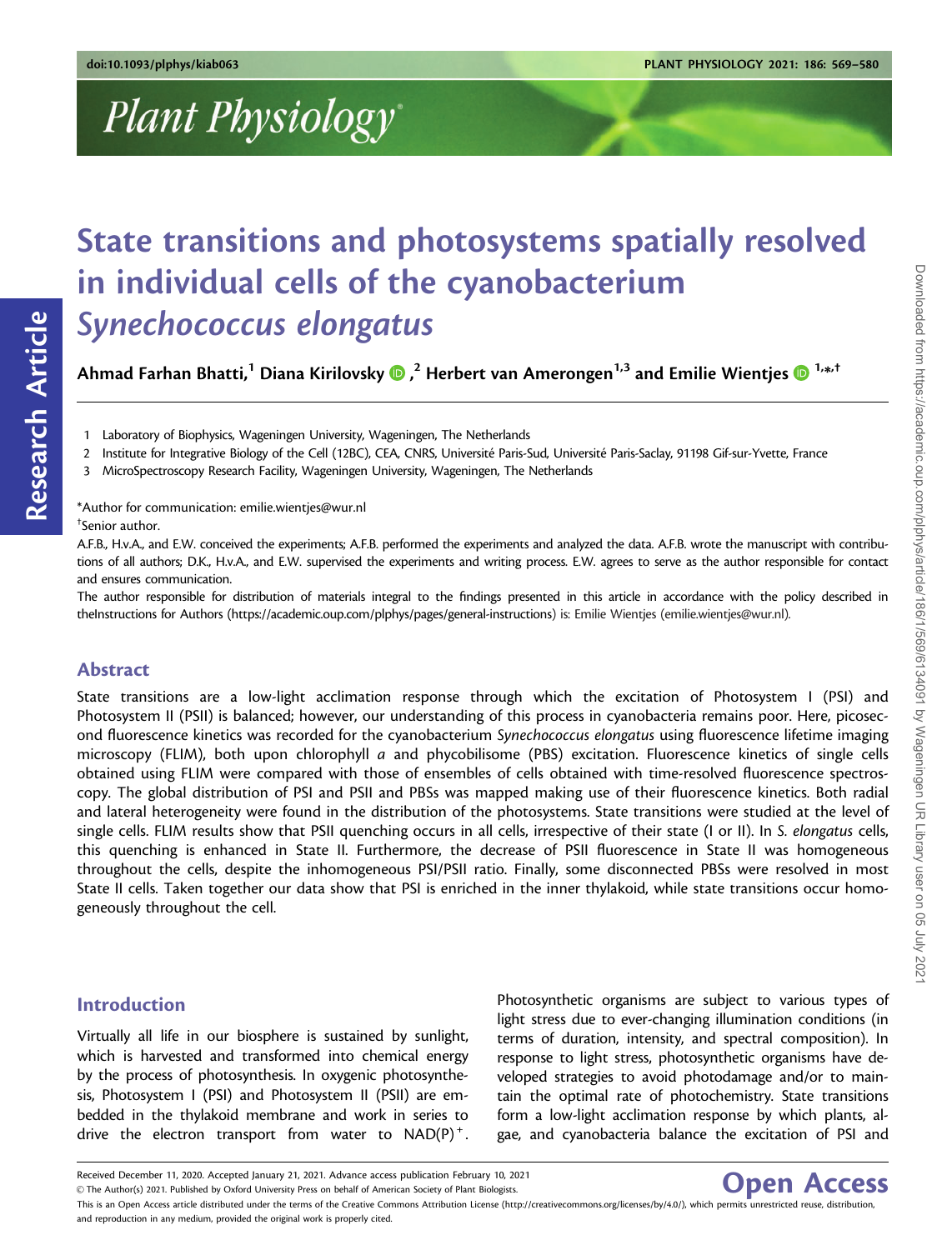# State transitions and photosystems spatially resolved in individual cells of the cyanobacterium *Synechococcus elongatus*

**Ahmad Farhan Bhatti,[1] Diana Kirilovsky,[2] Herbert van Amerongen[1,3] and Emilie Wientjes[1,*,†]**

1 Laboratory of Biophysics, Wageningen University, Wageningen, The Netherlands

2 Institute for Integrative Biology of the Cell (I2BC), CEA, CNRS, Université Paris-Sud, Université Paris-Saclay, 91198 Gif-sur-Yvette, France

3 MicroSpectroscopy Research Facility, Wageningen University, Wageningen, The Netherlands

*Author for communication: emilie.wientjes@wur.nl

†Senior author.

A.F.B., H.v.A., and E.W. conceived the experiments; A.F.B. performed the experiments and analyzed the data. A.F.B. wrote the manuscript with contributions of all authors; D.K., H.v.A., and E.W. supervised the experiments and writing process. E.W. agrees to serve as the author responsible for contact and ensures communication.

The author responsible for distribution of materials integral to the findings presented in this article in accordance with the policy described in theInstructions for Authors (https://academic.oup.com/plphys/pages/general-instructions) is: Emilie Wientjes (emilie.wientjes@wur.nl).

## Abstract

State transitions are a low-light acclimation response through which the excitation of Photosystem I (PSI) and Photosystem II (PSII) is balanced; however, our understanding of this process in cyanobacteria remains poor. Here, picosecond fluorescence kinetics was recorded for the cyanobacterium *Synechococcus elongatus* using fluorescence lifetime imaging microscopy (FLIM), both upon chlorophyll *a* and phycobilisome (PBS) excitation. Fluorescence kinetics of single cells obtained using FLIM were compared with those of ensembles of cells obtained with time-resolved fluorescence spectroscopy. The global distribution of PSI and PSII and PBSs was mapped making use of their fluorescence kinetics. Both radial and lateral heterogeneity were found in the distribution of the photosystems. State transitions were studied at the level of single cells. FLIM results show that PSII quenching occurs in all cells, irrespective of their state (I or II). In *S. elongatus* cells, this quenching is enhanced in State II. Furthermore, the decrease of PSII fluorescence in State II was homogeneous throughout the cells, despite the inhomogeneous PSI/PSII ratio. Finally, some disconnected PBSs were resolved in most State II cells. Taken together our data show that PSI is enriched in the inner thylakoid, while state transitions occur homogeneously throughout the cell.

## Introduction

Virtually all life in our biosphere is sustained by sunlight, which is harvested and transformed into chemical energy by the process of photosynthesis. In oxygenic photosynthesis, Photosystem I (PSI) and Photosystem II (PSII) are embedded in the thylakoid membrane and work in series to drive the electron transport from water to $NAD(P)^+$. Photosynthetic organisms are subject to various types of light stress due to ever-changing illumination conditions (in terms of duration, intensity, and spectral composition). In response to light stress, photosynthetic organisms have developed strategies to avoid photodamage and/or to maintain the optimal rate of photochemistry. State transitions form a low-light acclimation response by which plants, algae, and cyanobacteria balance the excitation of PSI and

Received December 11, 2020. Accepted January 21, 2021. Advance access publication February 10, 2021

© The Author(s) 2021. Published by Oxford University Press on behalf of American Society of Plant Biologists.

This is an Open Access article distributed under the terms of the Creative Commons Attribution License (http://creativecommons.org/licenses/by/4.0/), which permits unrestricted reuse, distribution, and reproduction in any medium, provided the original work is properly cited.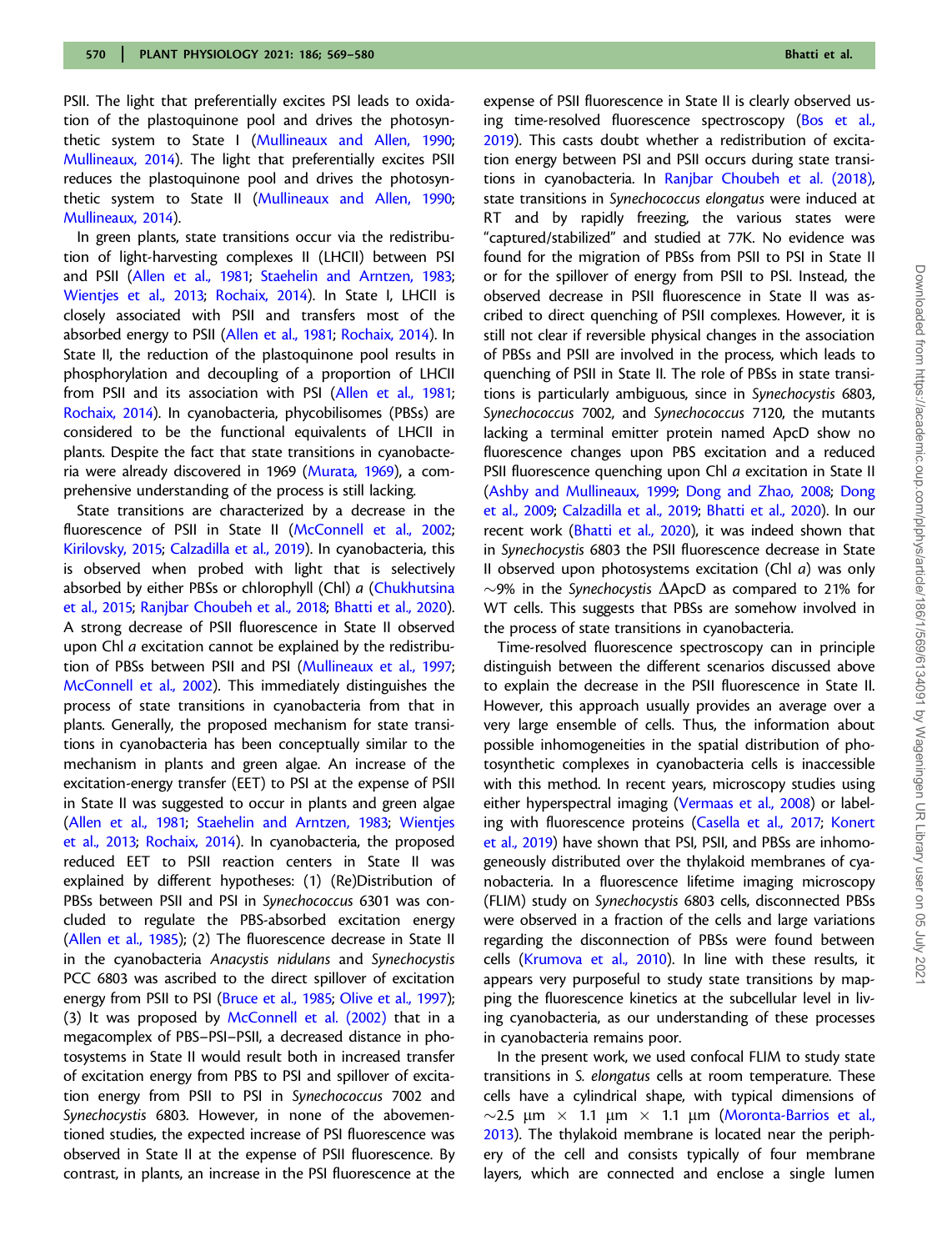PSII. The light that preferentially excites PSI leads to oxidation of the plastoquinone pool and drives the photosynthetic system to State I (Mullineaux and Allen, 1990; Mullineaux, 2014). The light that preferentially excites PSII reduces the plastoquinone pool and drives the photosynthetic system to State II (Mullineaux and Allen, 1990; Mullineaux, 2014).

In green plants, state transitions occur via the redistribution of light-harvesting complexes II (LHCII) between PSI and PSII (Allen et al., 1981; Staehelin and Arntzen, 1983; Wientjes et al., 2013; Rochaix, 2014). In State I, LHCII is closely associated with PSII and transfers most of the absorbed energy to PSII (Allen et al., 1981; Rochaix, 2014). In State II, the reduction of the plastoquinone pool results in phosphorylation and decoupling of a proportion of LHCII from PSII and its association with PSI (Allen et al., 1981; Rochaix, 2014). In cyanobacteria, phycobilisomes (PBSs) are considered to be the functional equivalents of LHCII in plants. Despite the fact that state transitions in cyanobacteria were already discovered in 1969 (Murata, 1969), a comprehensive understanding of the process is still lacking.

State transitions are characterized by a decrease in the fluorescence of PSII in State II (McConnell et al., 2002; Kirilovsky, 2015; Calzadilla et al., 2019). In cyanobacteria, this is observed when probed with light that is selectively absorbed by either PBSs or chlorophyll (Chl) *a* (Chukhutsina et al., 2015; Ranjbar Choubeh et al., 2018; Bhatti et al., 2020). A strong decrease of PSII fluorescence in State II observed upon Chl *a* excitation cannot be explained by the redistribution of PBSs between PSII and PSI (Mullineaux et al., 1997; McConnell et al., 2002). This immediately distinguishes the process of state transitions in cyanobacteria from that in plants. Generally, the proposed mechanism for state transitions in cyanobacteria has been conceptually similar to the mechanism in plants and green algae. An increase of the excitation-energy transfer (EET) to PSI at the expense of PSII in State II was suggested to occur in plants and green algae (Allen et al., 1981; Staehelin and Arntzen, 1983; Wientjes et al., 2013; Rochaix, 2014). In cyanobacteria, the proposed reduced EET to PSII reaction centers in State II was explained by different hypotheses: (1) (Re)Distribution of PBSs between PSII and PSI in *Synechococcus* 6301 was concluded to regulate the PBS-absorbed excitation energy (Allen et al., 1985); (2) The fluorescence decrease in State II in the cyanobacteria *Anacystis nidulans* and *Synechocystis* PCC 6803 was ascribed to the direct spillover of excitation energy from PSII to PSI (Bruce et al., 1985; Olive et al., 1997); (3) It was proposed by McConnell et al. (2002) that in a megacomplex of PBS–PSI–PSII, a decreased distance in photosystems in State II would result both in increased transfer of excitation energy from PBS to PSI and spillover of excitation energy from PSII to PSI in *Synechococcus* 7002 and *Synechocystis* 6803. However, in none of the abovementioned studies, the expected increase of PSI fluorescence was observed in State II at the expense of PSII fluorescence. By contrast, in plants, an increase in the PSI fluorescence at the expense of PSII fluorescence in State II is clearly observed using time-resolved fluorescence spectroscopy (Bos et al., 2019). This casts doubt whether a redistribution of excitation energy between PSI and PSII occurs during state transitions in cyanobacteria. In Ranjbar Choubeh et al. (2018), state transitions in *Synechococcus elongatus* were induced at RT and by rapidly freezing, the various states were "captured/stabilized" and studied at 77K. No evidence was found for the migration of PBSs from PSII to PSI in State II or for the spillover of energy from PSII to PSI. Instead, the observed decrease in PSII fluorescence in State II was ascribed to direct quenching of PSII complexes. However, it is still not clear if reversible physical changes in the association of PBSs and PSII are involved in the process, which leads to quenching of PSII in State II. The role of PBSs in state transitions is particularly ambiguous, since in *Synechocystis* 6803, *Synechococcus* 7002, and *Synechococcus* 7120, the mutants lacking a terminal emitter protein named ApcD show no fluorescence changes upon PBS excitation and a reduced PSII fluorescence quenching upon Chl *a* excitation in State II (Ashby and Mullineaux, 1999; Dong and Zhao, 2008; Dong et al., 2009; Calzadilla et al., 2019; Bhatti et al., 2020). In our recent work (Bhatti et al., 2020), it was indeed shown that in *Synechocystis* 6803 the PSII fluorescence decrease in State II observed upon photosystems excitation (Chl *a*) was only ~9% in the *Synechocystis* ΔApcD as compared to 21% for WT cells. This suggests that PBSs are somehow involved in the process of state transitions in cyanobacteria.

Time-resolved fluorescence spectroscopy can in principle distinguish between the different scenarios discussed above to explain the decrease in the PSII fluorescence in State II. However, this approach usually provides an average over a very large ensemble of cells. Thus, the information about possible inhomogeneities in the spatial distribution of photosynthetic complexes in cyanobacteria cells is inaccessible with this method. In recent years, microscopy studies using either hyperspectral imaging (Vermaas et al., 2008) or labeling with fluorescence proteins (Casella et al., 2017; Konert et al., 2019) have shown that PSI, PSII, and PBSs are inhomogeneously distributed over the thylakoid membranes of cyanobacteria. In a fluorescence lifetime imaging microscopy (FLIM) study on *Synechocystis* 6803 cells, disconnected PBSs were observed in a fraction of the cells and large variations regarding the disconnection of PBSs were found between cells (Krumova et al., 2010). In line with these results, it appears very purposeful to study state transitions by mapping the fluorescence kinetics at the subcellular level in living cyanobacteria, as our understanding of these processes in cyanobacteria remains poor.

In the present work, we used confocal FLIM to study state transitions in *S. elongatus* cells at room temperature. These cells have a cylindrical shape, with typical dimensions of ~2.5 µm × 1.1 µm × 1.1 µm (Moronta-Barrios et al., 2013). The thylakoid membrane is located near the periphery of the cell and consists typically of four membrane layers, which are connected and enclose a single lumen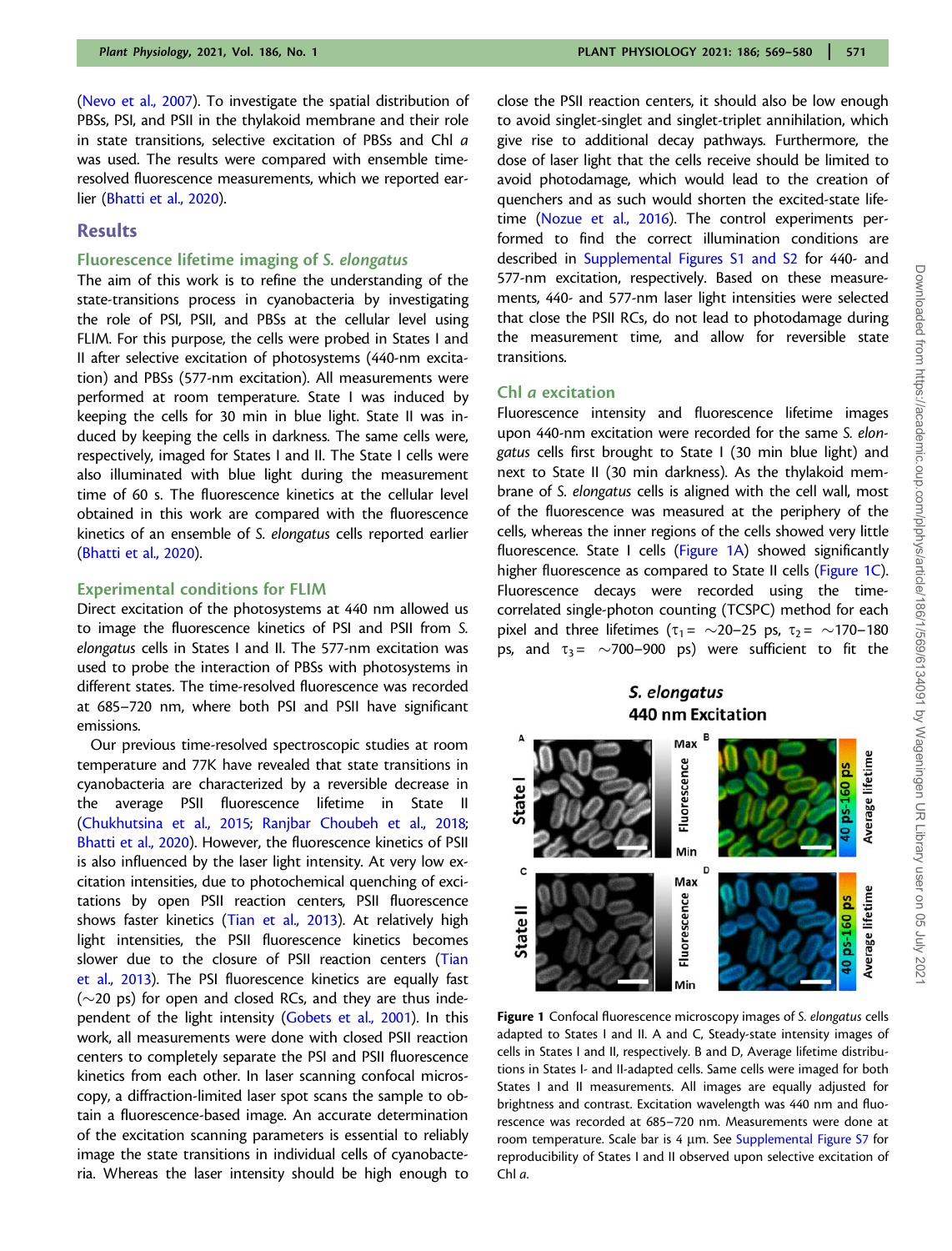(Nevo et al., 2007). To investigate the spatial distribution of PBSs, PSI, and PSII in the thylakoid membrane and their role in state transitions, selective excitation of PBSs and Chl *a* was used. The results were compared with ensemble time-resolved fluorescence measurements, which we reported earlier (Bhatti et al., 2020).

## Results

### Fluorescence lifetime imaging of *S. elongatus*

The aim of this work is to refine the understanding of the state-transitions process in cyanobacteria by investigating the role of PSI, PSII, and PBSs at the cellular level using FLIM. For this purpose, the cells were probed in States I and II after selective excitation of photosystems (440-nm excitation) and PBSs (577-nm excitation). All measurements were performed at room temperature. State I was induced by keeping the cells for 30 min in blue light. State II was induced by keeping the cells in darkness. The same cells were, respectively, imaged for States I and II. The State I cells were also illuminated with blue light during the measurement time of 60 s. The fluorescence kinetics at the cellular level obtained in this work are compared with the fluorescence kinetics of an ensemble of *S. elongatus* cells reported earlier (Bhatti et al., 2020).

### Experimental conditions for FLIM

Direct excitation of the photosystems at 440 nm allowed us to image the fluorescence kinetics of PSI and PSII from *S. elongatus* cells in States I and II. The 577-nm excitation was used to probe the interaction of PBSs with photosystems in different states. The time-resolved fluorescence was recorded at 685–720 nm, where both PSI and PSII have significant emissions.

Our previous time-resolved spectroscopic studies at room temperature and 77K have revealed that state transitions in cyanobacteria are characterized by a reversible decrease in the average PSII fluorescence lifetime in State II (Chukhutsina et al., 2015; Ranjbar Choubeh et al., 2018; Bhatti et al., 2020). However, the fluorescence kinetics of PSII is also influenced by the laser light intensity. At very low excitation intensities, due to photochemical quenching of excitations by open PSII reaction centers, PSII fluorescence shows faster kinetics (Tian et al., 2013). At relatively high light intensities, the PSII fluorescence kinetics becomes slower due to the closure of PSII reaction centers (Tian et al., 2013). The PSI fluorescence kinetics are equally fast (~20 ps) for open and closed RCs, and they are thus independent of the light intensity (Gobets et al., 2001). In this work, all measurements were done with closed PSII reaction centers to completely separate the PSI and PSII fluorescence kinetics from each other. In laser scanning confocal microscopy, a diffraction-limited laser spot scans the sample to obtain a fluorescence-based image. An accurate determination of the excitation scanning parameters is essential to reliably image the state transitions in individual cells of cyanobacteria. Whereas the laser intensity should be high enough to close the PSII reaction centers, it should also be low enough to avoid singlet-singlet and singlet-triplet annihilation, which give rise to additional decay pathways. Furthermore, the dose of laser light that the cells receive should be limited to avoid photodamage, which would lead to the creation of quenchers and as such would shorten the excited-state lifetime (Nozue et al., 2016). The control experiments performed to find the correct illumination conditions are described in Supplemental Figures S1 and S2 for 440- and 577-nm excitation, respectively. Based on these measurements, 440- and 577-nm laser light intensities were selected that close the PSII RCs, do not lead to photodamage during the measurement time, and allow for reversible state transitions.

### Chl *a* excitation

Fluorescence intensity and fluorescence lifetime images upon 440-nm excitation were recorded for the same *S. elongatus* cells first brought to State I (30 min blue light) and next to State II (30 min darkness). As the thylakoid membrane of *S. elongatus* cells is aligned with the cell wall, most of the fluorescence was measured at the periphery of the cells, whereas the inner regions of the cells showed very little fluorescence. State I cells (Figure 1A) showed significantly higher fluorescence as compared to State II cells (Figure 1C). Fluorescence decays were recorded using the time-correlated single-photon counting (TCSPC) method for each pixel and three lifetimes ($\tau_1 =$ ~20–25 ps, $\tau_2 =$ ~170–180 ps, and $\tau_3 =$ ~700–900 ps) were sufficient to fit the

**Figure 1** Confocal fluorescence microscopy images of *S. elongatus* cells adapted to States I and II. A and C, Steady-state intensity images of cells in States I and II, respectively. B and D, Average lifetime distributions in States I- and II-adapted cells. Same cells were imaged for both States I and II measurements. All images are equally adjusted for brightness and contrast. Excitation wavelength was 440 nm and fluorescence was recorded at 685–720 nm. Measurements were done at room temperature. Scale bar is 4 μm. See Supplemental Figure S7 for reproducibility of States I and II observed upon selective excitation of Chl *a*.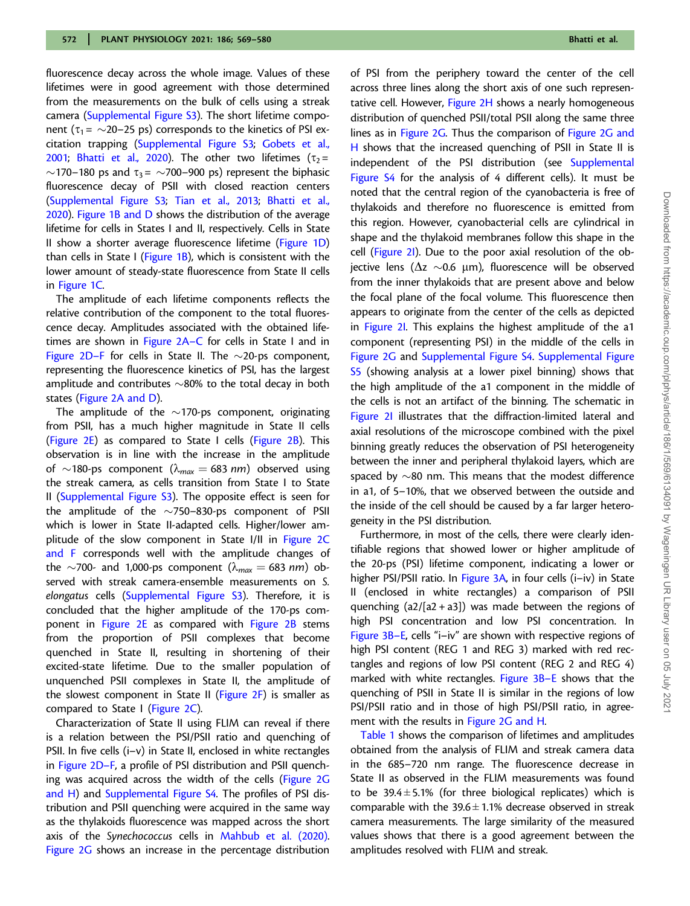fluorescence decay across the whole image. Values of these lifetimes were in good agreement with those determined from the measurements on the bulk of cells using a streak camera (Supplemental Figure S3). The short lifetime component ($\tau_1$ = ~20–25 ps) corresponds to the kinetics of PSI excitation trapping (Supplemental Figure S3; Gobets et al., 2001; Bhatti et al., 2020). The other two lifetimes ($\tau_2$ = ~170–180 ps and $\tau_3$ = ~700–900 ps) represent the biphasic fluorescence decay of PSII with closed reaction centers (Supplemental Figure S3; Tian et al., 2013; Bhatti et al., 2020). Figure 1B and D shows the distribution of the average lifetime for cells in States I and II, respectively. Cells in State II show a shorter average fluorescence lifetime (Figure 1D) than cells in State I (Figure 1B), which is consistent with the lower amount of steady-state fluorescence from State II cells in Figure 1C.

The amplitude of each lifetime components reflects the relative contribution of the component to the total fluorescence decay. Amplitudes associated with the obtained lifetimes are shown in Figure 2A–C for cells in State I and in Figure 2D–F for cells in State II. The ~20-ps component, representing the fluorescence kinetics of PSI, has the largest amplitude and contributes ~80% to the total decay in both states (Figure 2A and D).

The amplitude of the ~170-ps component, originating from PSII, has a much higher magnitude in State II cells (Figure 2E) as compared to State I cells (Figure 2B). This observation is in line with the increase in the amplitude of ~180-ps component ($\lambda_{max}$ = 683 *nm*) observed using the streak camera, as cells transition from State I to State II (Supplemental Figure S3). The opposite effect is seen for the amplitude of the ~750–830-ps component of PSII which is lower in State II-adapted cells. Higher/lower amplitude of the slow component in State I/II in Figure 2C and F corresponds well with the amplitude changes of the ~700- and 1,000-ps component ($\lambda_{max}$ = 683 *nm*) observed with streak camera-ensemble measurements on *S. elongatus* cells (Supplemental Figure S3). Therefore, it is concluded that the higher amplitude of the 170-ps component in Figure 2E as compared with Figure 2B stems from the proportion of PSII complexes that become quenched in State II, resulting in shortening of their excited-state lifetime. Due to the smaller population of unquenched PSII complexes in State II, the amplitude of the slowest component in State II (Figure 2F) is smaller as compared to State I (Figure 2C).

Characterization of State II using FLIM can reveal if there is a relation between the PSI/PSII ratio and quenching of PSII. In five cells (i–v) in State II, enclosed in white rectangles in Figure 2D–F, a profile of PSI distribution and PSII quenching was acquired across the width of the cells (Figure 2G and H) and Supplemental Figure S4. The profiles of PSI distribution and PSII quenching were acquired in the same way as the thylakoids fluorescence was mapped across the short axis of the *Synechococcus* cells in Mahbub et al. (2020). Figure 2G shows an increase in the percentage distribution of PSI from the periphery toward the center of the cell across three lines along the short axis of one such representative cell. However, Figure 2H shows a nearly homogeneous distribution of quenched PSII/total PSII along the same three lines as in Figure 2G. Thus the comparison of Figure 2G and H shows that the increased quenching of PSII in State II is independent of the PSI distribution (see Supplemental Figure S4 for the analysis of 4 different cells). It must be noted that the central region of the cyanobacteria is free of thylakoids and therefore no fluorescence is emitted from this region. However, cyanobacterial cells are cylindrical in shape and the thylakoid membranes follow this shape in the cell (Figure 2I). Due to the poor axial resolution of the objective lens ($\Delta z$ ~0.6 μm), fluorescence will be observed from the inner thylakoids that are present above and below the focal plane of the focal volume. This fluorescence then appears to originate from the center of the cells as depicted in Figure 2I. This explains the highest amplitude of the a1 component (representing PSI) in the middle of the cells in Figure 2G and Supplemental Figure S4. Supplemental Figure S5 (showing analysis at a lower pixel binning) shows that the high amplitude of the a1 component in the middle of the cells is not an artifact of the binning. The schematic in Figure 2I illustrates that the diffraction-limited lateral and axial resolutions of the microscope combined with the pixel binning greatly reduces the observation of PSI heterogeneity between the inner and peripheral thylakoid layers, which are spaced by ~80 nm. This means that the modest difference in a1, of 5–10%, that we observed between the outside and the inside of the cell should be caused by a far larger heterogeneity in the PSI distribution.

Furthermore, in most of the cells, there were clearly identifiable regions that showed lower or higher amplitude of the 20-ps (PSI) lifetime component, indicating a lower or higher PSI/PSII ratio. In Figure 3A, in four cells (i–iv) in State II (enclosed in white rectangles) a comparison of PSII quenching (a2/[a2 + a3]) was made between the regions of high PSI concentration and low PSI concentration. In Figure 3B–E, cells "i–iv" are shown with respective regions of high PSI content (REG 1 and REG 3) marked with red rectangles and regions of low PSI content (REG 2 and REG 4) marked with white rectangles. Figure 3B–E shows that the quenching of PSII in State II is similar in the regions of low PSI/PSII ratio and in those of high PSI/PSII ratio, in agreement with the results in Figure 2G and H.

Table 1 shows the comparison of lifetimes and amplitudes obtained from the analysis of FLIM and streak camera data in the 685–720 nm range. The fluorescence decrease in State II as observed in the FLIM measurements was found to be 39.4 ± 5.1% (for three biological replicates) which is comparable with the 39.6 ± 1.1% decrease observed in streak camera measurements. The large similarity of the measured values shows that there is a good agreement between the amplitudes resolved with FLIM and streak.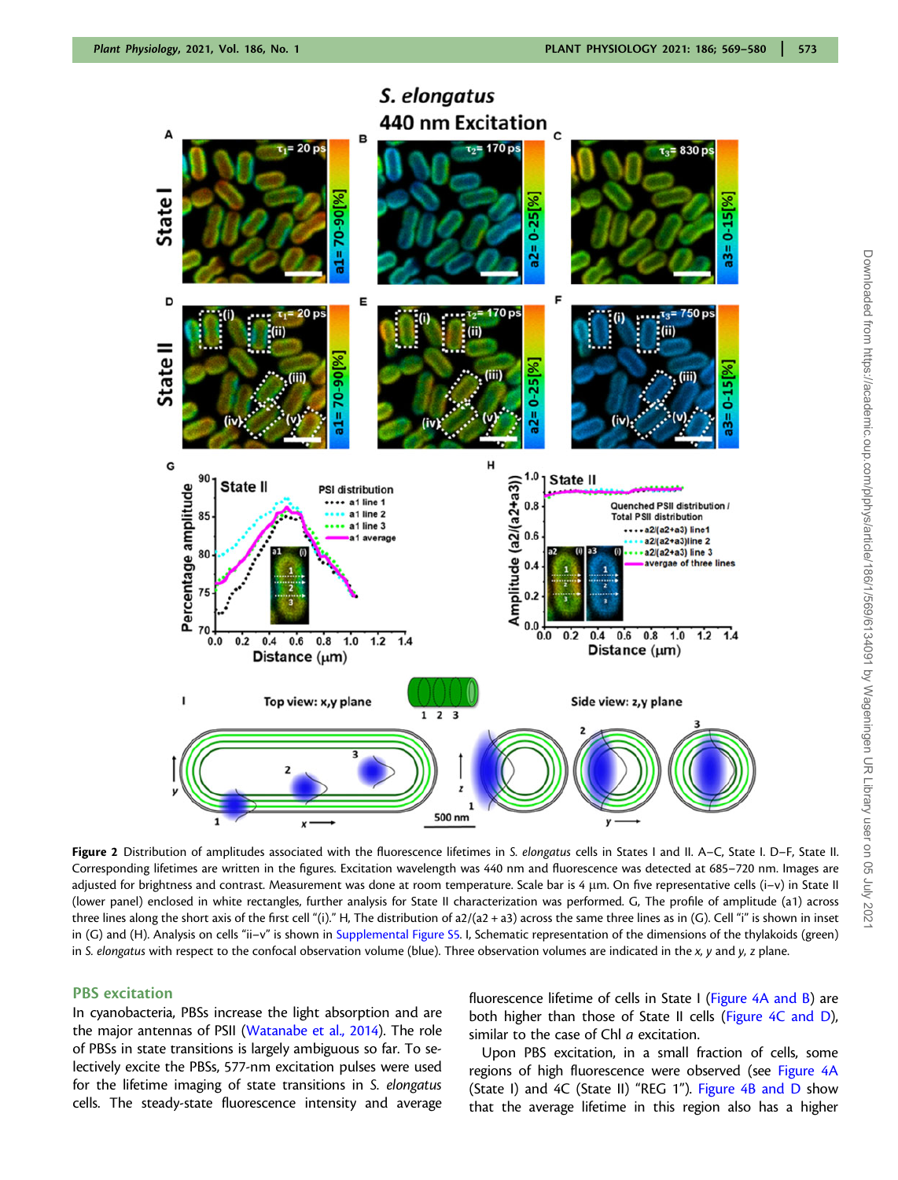**Figure 2** Distribution of amplitudes associated with the fluorescence lifetimes in *S. elongatus* cells in States I and II. A–C, State I. D–F, State II. Corresponding lifetimes are written in the figures. Excitation wavelength was 440 nm and fluorescence was detected at 685–720 nm. Images are adjusted for brightness and contrast. Measurement was done at room temperature. Scale bar is 4 μm. On five representative cells (i–v) in State II (lower panel) enclosed in white rectangles, further analysis for State II characterization was performed. G, The profile of amplitude (a1) across three lines along the short axis of the first cell "(i)." H, The distribution of a2/(a2 + a3) across the same three lines as in (G). Cell "i" is shown in inset in (G) and (H). Analysis on cells "ii–v" is shown in Supplemental Figure S5. I, Schematic representation of the dimensions of the thylakoids (green) in *S. elongatus* with respect to the confocal observation volume (blue). Three observation volumes are indicated in the *x*, *y* and *y*, *z* plane.

## PBS excitation

In cyanobacteria, PBSs increase the light absorption and are the major antennas of PSII (Watanabe et al., 2014). The role of PBSs in state transitions is largely ambiguous so far. To selectively excite the PBSs, 577-nm excitation pulses were used for the lifetime imaging of state transitions in *S. elongatus* cells. The steady-state fluorescence intensity and average fluorescence lifetime of cells in State I (Figure 4A and B) are both higher than those of State II cells (Figure 4C and D), similar to the case of Chl *a* excitation.

Upon PBS excitation, in a small fraction of cells, some regions of high fluorescence were observed (see Figure 4A (State I) and 4C (State II) "REG 1"). Figure 4B and D show that the average lifetime in this region also has a higher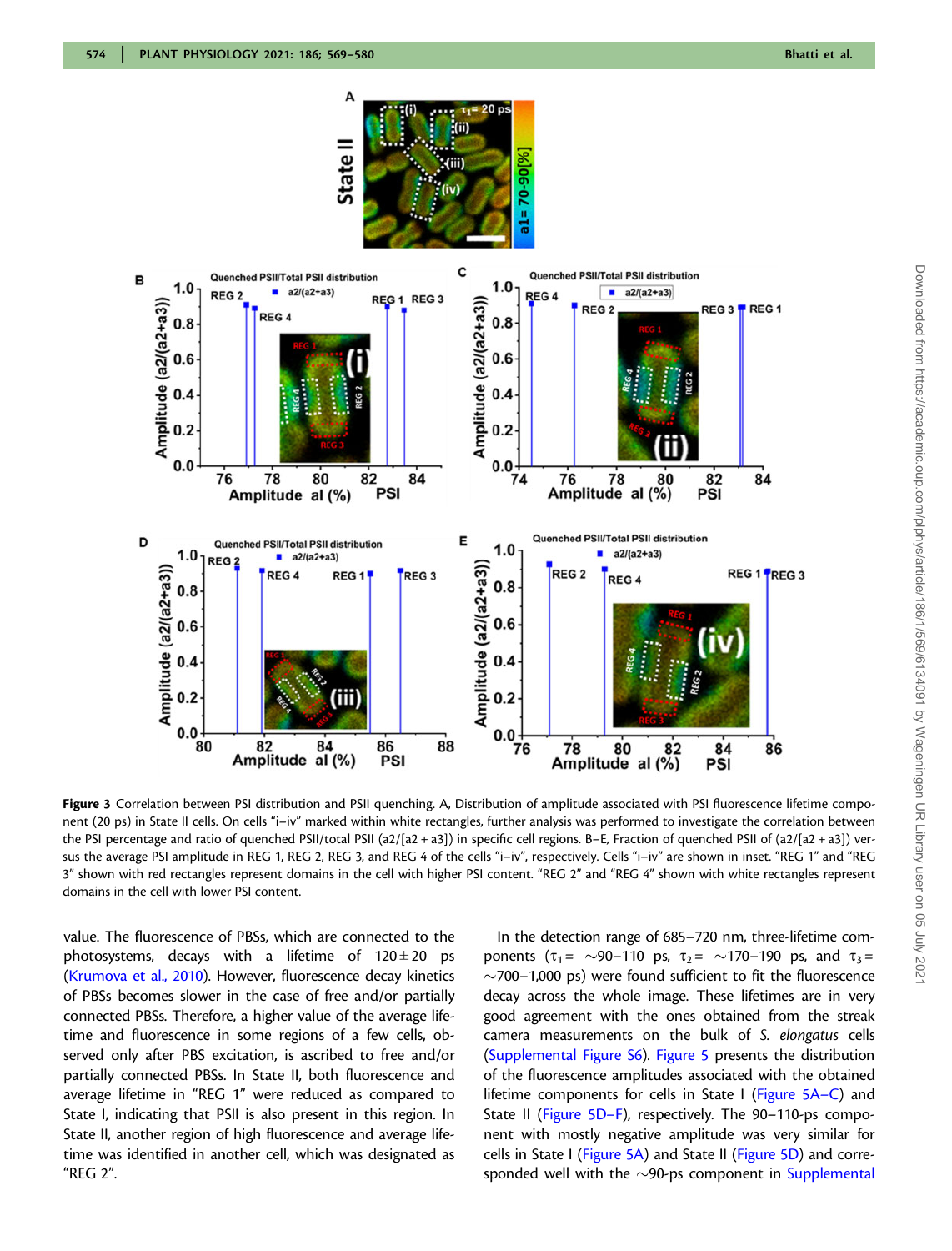**Figure 3** Correlation between PSI distribution and PSII quenching. A, Distribution of amplitude associated with PSI fluorescence lifetime component (20 ps) in State II cells. On cells "i–iv" marked within white rectangles, further analysis was performed to investigate the correlation between the PSI percentage and ratio of quenched PSII/total PSII (a2/[a2 + a3]) in specific cell regions. B–E, Fraction of quenched PSII of (a2/[a2 + a3]) versus the average PSI amplitude in REG 1, REG 2, REG 3, and REG 4 of the cells "i–iv", respectively. Cells "i–iv" are shown in inset. "REG 1" and "REG 3" shown with red rectangles represent domains in the cell with higher PSI content. "REG 2" and "REG 4" shown with white rectangles represent domains in the cell with lower PSI content.

value. The fluorescence of PBSs, which are connected to the photosystems, decays with a lifetime of 120±20 ps (Krumova et al., 2010). However, fluorescence decay kinetics of PBSs becomes slower in the case of free and/or partially connected PBSs. Therefore, a higher value of the average lifetime and fluorescence in some regions of a few cells, observed only after PBS excitation, is ascribed to free and/or partially connected PBSs. In State II, both fluorescence and average lifetime in "REG 1" were reduced as compared to State I, indicating that PSII is also present in this region. In State II, another region of high fluorescence and average lifetime was identified in another cell, which was designated as "REG 2".

In the detection range of 685–720 nm, three-lifetime components ($\tau_1$= ~90–110 ps, $\tau_2$= ~170–190 ps, and $\tau_3$= ~700–1,000 ps) were found sufficient to fit the fluorescence decay across the whole image. These lifetimes are in very good agreement with the ones obtained from the streak camera measurements on the bulk of *S. elongatus* cells (Supplemental Figure S6). Figure 5 presents the distribution of the fluorescence amplitudes associated with the obtained lifetime components for cells in State I (Figure 5A–C) and State II (Figure 5D–F), respectively. The 90–110-ps component with mostly negative amplitude was very similar for cells in State I (Figure 5A) and State II (Figure 5D) and corresponded well with the ~90-ps component in Supplemental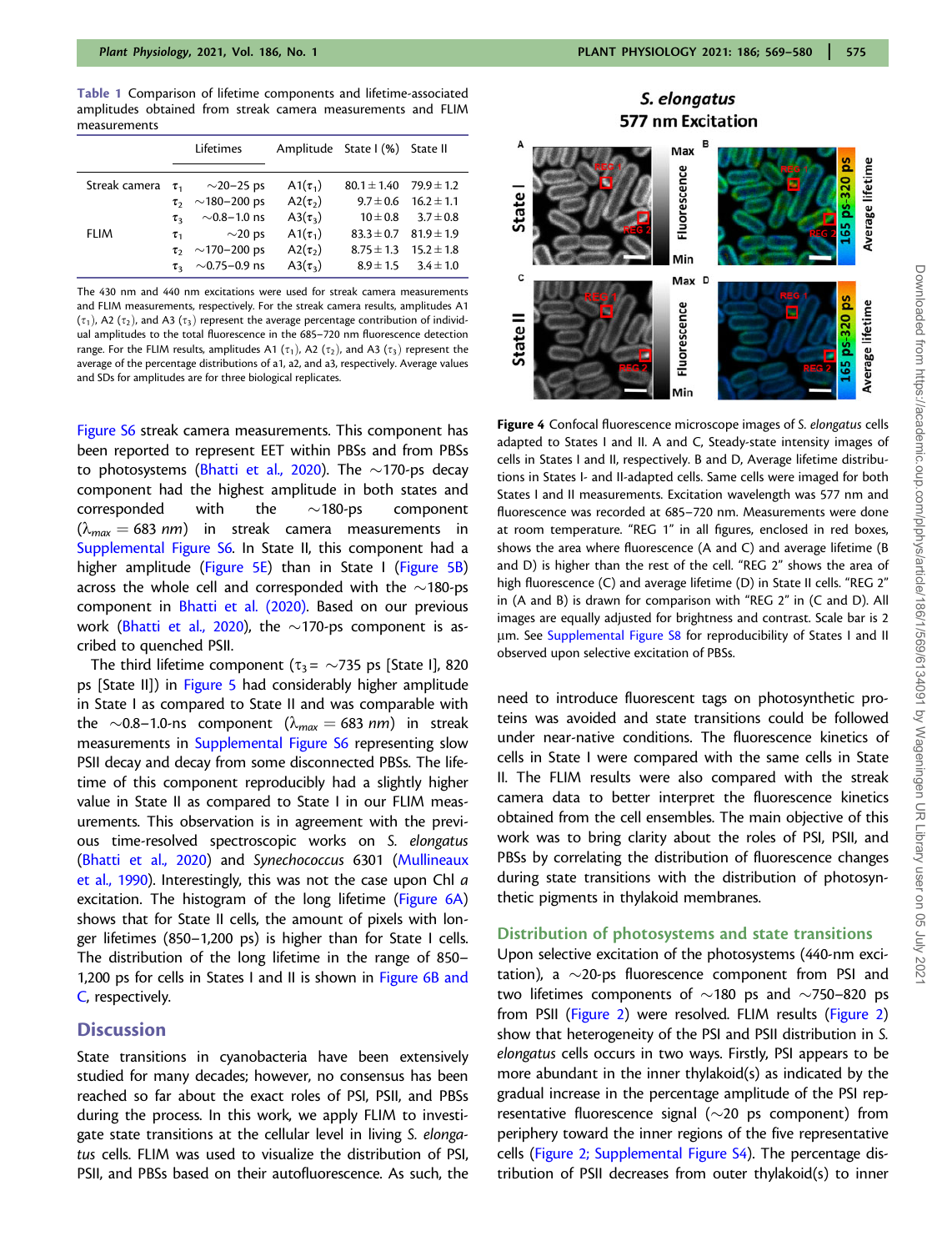**Table 1** Comparison of lifetime components and lifetime-associated amplitudes obtained from streak camera measurements and FLIM measurements

| | | Lifetimes | Amplitude | State I (%) | State II |
|---|---|---|---|---|---|
| Streak camera | $\tau_1$ | ~20–25 ps | A1($\tau_1$) | 80.1 ± 1.40 | 79.9 ± 1.2 |
| | $\tau_2$ | ~180–200 ps | A2($\tau_2$) | 9.7 ± 0.6 | 16.2 ± 1.1 |
| | $\tau_3$ | ~0.8–1.0 ns | A3($\tau_3$) | 10 ± 0.8 | 3.7 ± 0.8 |
| FLIM | $\tau_1$ | ~20 ps | A1($\tau_1$) | 83.3 ± 0.7 | 81.9 ± 1.9 |
| | $\tau_2$ | ~170–200 ps | A2($\tau_2$) | 8.75 ± 1.3 | 15.2 ± 1.8 |
| | $\tau_3$ | ~0.75–0.9 ns | A3($\tau_3$) | 8.9 ± 1.5 | 3.4 ± 1.0 |

The 430 nm and 440 nm excitations were used for streak camera measurements and FLIM measurements, respectively. For the streak camera results, amplitudes A1 ($\tau_1$), A2 ($\tau_2$), and A3 ($\tau_3$) represent the average percentage contribution of individual amplitudes to the total fluorescence in the 685–720 nm fluorescence detection range. For the FLIM results, amplitudes A1 ($\tau_1$), A2 ($\tau_2$), and A3 ($\tau_3$) represent the average of the percentage distributions of a1, a2, and a3, respectively. Average values and SDs for amplitudes are for three biological replicates.

Figure S6 streak camera measurements. This component has been reported to represent EET within PBSs and from PBSs to photosystems (Bhatti et al., 2020). The ~170-ps decay component had the highest amplitude in both states and corresponded with the ~180-ps component ($\lambda_{max} = 683$ nm) in streak camera measurements in Supplemental Figure S6. In State II, this component had a higher amplitude (Figure 5E) than in State I (Figure 5B) across the whole cell and corresponded with the ~180-ps component in Bhatti et al. (2020). Based on our previous work (Bhatti et al., 2020), the ~170-ps component is ascribed to quenched PSII.

The third lifetime component ($\tau_3$ = ~735 ps [State I], 820 ps [State II]) in Figure 5 had considerably higher amplitude in State I as compared to State II and was comparable with the ~0.8–1.0-ns component ($\lambda_{max} = 683$ nm) in streak measurements in Supplemental Figure S6 representing slow PSII decay and decay from some disconnected PBSs. The lifetime of this component reproducibly had a slightly higher value in State II as compared to State I in our FLIM measurements. This observation is in agreement with the previous time-resolved spectroscopic works on *S. elongatus* (Bhatti et al., 2020) and *Synechococcus* 6301 (Mullineaux et al., 1990). Interestingly, this was not the case upon Chl *a* excitation. The histogram of the long lifetime (Figure 6A) shows that for State II cells, the amount of pixels with longer lifetimes (850–1,200 ps) is higher than for State I cells. The distribution of the long lifetime in the range of 850–1,200 ps for cells in States I and II is shown in Figure 6B and C, respectively.

## Discussion

State transitions in cyanobacteria have been extensively studied for many decades; however, no consensus has been reached so far about the exact roles of PSI, PSII, and PBSs during the process. In this work, we apply FLIM to investigate state transitions at the cellular level in living *S. elongatus* cells. FLIM was used to visualize the distribution of PSI, PSII, and PBSs based on their autofluorescence. As such, the need to introduce fluorescent tags on photosynthetic proteins was avoided and state transitions could be followed under near-native conditions. The fluorescence kinetics of cells in State I were compared with the same cells in State II. The FLIM results were also compared with the streak camera data to better interpret the fluorescence kinetics obtained from the cell ensembles. The main objective of this work was to bring clarity about the roles of PSI, PSII, and PBSs by correlating the distribution of fluorescence changes during state transitions with the distribution of photosynthetic pigments in thylakoid membranes.

**Figure 4** Confocal fluorescence microscope images of *S. elongatus* cells adapted to States I and II. A and C, Steady-state intensity images of cells in States I and II, respectively. B and D, Average lifetime distributions in States I- and II-adapted cells. Same cells were imaged for both States I and II measurements. Excitation wavelength was 577 nm and fluorescence was recorded at 685–720 nm. Measurements were done at room temperature. "REG 1" in all figures, enclosed in red boxes, shows the area where fluorescence (A and C) and average lifetime (B and D) is higher than the rest of the cell. "REG 2" shows the area of high fluorescence (C) and average lifetime (D) in State II cells. "REG 2" in (A and B) is drawn for comparison with "REG 2" in (C and D). All images are equally adjusted for brightness and contrast. Scale bar is 2 µm. See Supplemental Figure S8 for reproducibility of States I and II observed upon selective excitation of PBSs.

### Distribution of photosystems and state transitions

Upon selective excitation of the photosystems (440-nm excitation), a ~20-ps fluorescence component from PSI and two lifetimes components of ~180 ps and ~750–820 ps from PSII (Figure 2) were resolved. FLIM results (Figure 2) show that heterogeneity of the PSI and PSII distribution in *S. elongatus* cells occurs in two ways. Firstly, PSI appears to be more abundant in the inner thylakoid(s) as indicated by the gradual increase in the percentage amplitude of the PSI representative fluorescence signal (~20 ps component) from periphery toward the inner regions of the five representative cells (Figure 2; Supplemental Figure S4). The percentage distribution of PSII decreases from outer thylakoid(s) to inner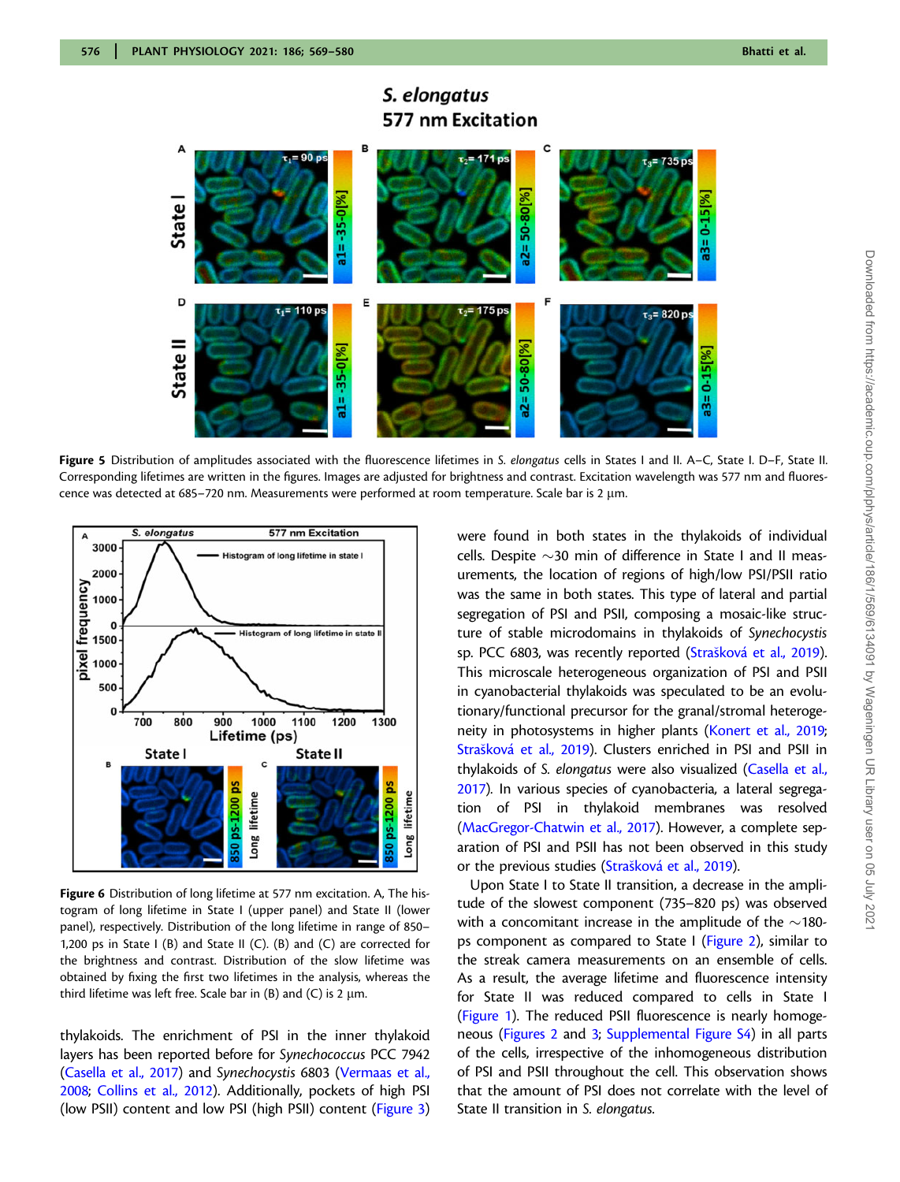Figure 5 Distribution of amplitudes associated with the fluorescence lifetimes in *S. elongatus* cells in States I and II. A–C, State I. D–F, State II. Corresponding lifetimes are written in the figures. Images are adjusted for brightness and contrast. Excitation wavelength was 577 nm and fluorescence was detected at 685–720 nm. Measurements were performed at room temperature. Scale bar is 2 µm.

Figure 6 Distribution of long lifetime at 577 nm excitation. A, The histogram of long lifetime in State I (upper panel) and State II (lower panel), respectively. Distribution of the long lifetime in range of 850–1,200 ps in State I (B) and State II (C). (B) and (C) are corrected for the brightness and contrast. Distribution of the slow lifetime was obtained by fixing the first two lifetimes in the analysis, whereas the third lifetime was left free. Scale bar in (B) and (C) is 2 µm.

thylakoids. The enrichment of PSI in the inner thylakoid layers has been reported before for *Synechococcus* PCC 7942 (Casella et al., 2017) and *Synechocystis* 6803 (Vermaas et al., 2008; Collins et al., 2012). Additionally, pockets of high PSI (low PSII) content and low PSI (high PSII) content (Figure 3) were found in both states in the thylakoids of individual cells. Despite ~30 min of difference in State I and II measurements, the location of regions of high/low PSI/PSII ratio was the same in both states. This type of lateral and partial segregation of PSI and PSII, composing a mosaic-like structure of stable microdomains in thylakoids of *Synechocystis* sp. PCC 6803, was recently reported (Strašková et al., 2019). This microscale heterogeneous organization of PSI and PSII in cyanobacterial thylakoids was speculated to be an evolutionary/functional precursor for the granal/stromal heterogeneity in photosystems in higher plants (Konert et al., 2019; Strašková et al., 2019). Clusters enriched in PSI and PSII in thylakoids of *S. elongatus* were also visualized (Casella et al., 2017). In various species of cyanobacteria, a lateral segregation of PSI in thylakoid membranes was resolved (MacGregor-Chatwin et al., 2017). However, a complete separation of PSI and PSII has not been observed in this study or the previous studies (Strašková et al., 2019).

Upon State I to State II transition, a decrease in the amplitude of the slowest component (735–820 ps) was observed with a concomitant increase in the amplitude of the ~180-ps component as compared to State I (Figure 2), similar to the streak camera measurements on an ensemble of cells. As a result, the average lifetime and fluorescence intensity for State II was reduced compared to cells in State I (Figure 1). The reduced PSII fluorescence is nearly homogeneous (Figures 2 and 3; Supplemental Figure S4) in all parts of the cells, irrespective of the inhomogeneous distribution of PSI and PSII throughout the cell. This observation shows that the amount of PSI does not correlate with the level of State II transition in *S. elongatus*.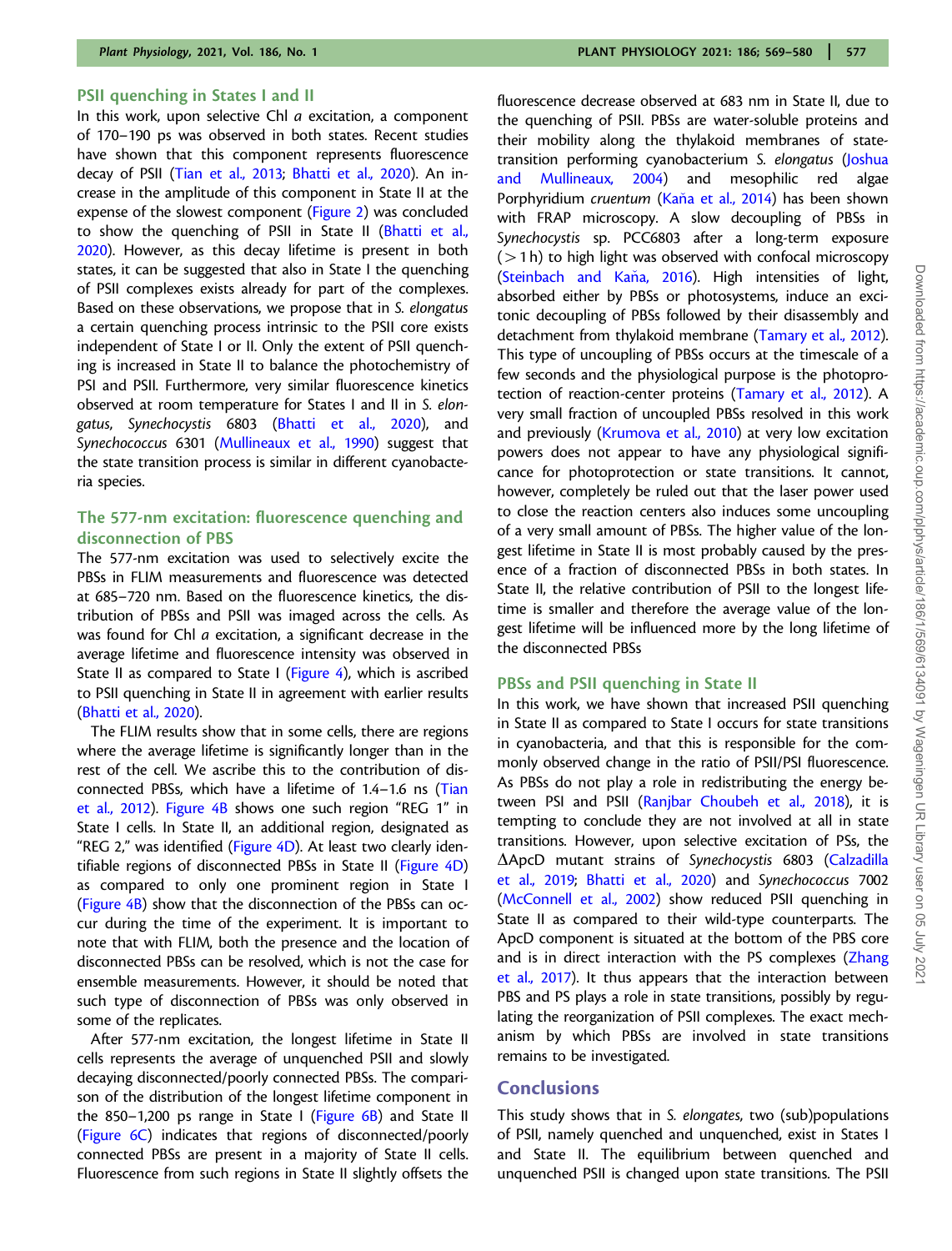## PSII quenching in States I and II

In this work, upon selective Chl *a* excitation, a component of 170–190 ps was observed in both states. Recent studies have shown that this component represents fluorescence decay of PSII (Tian et al., 2013; Bhatti et al., 2020). An increase in the amplitude of this component in State II at the expense of the slowest component (Figure 2) was concluded to show the quenching of PSII in State II (Bhatti et al., 2020). However, as this decay lifetime is present in both states, it can be suggested that also in State I the quenching of PSII complexes exists already for part of the complexes. Based on these observations, we propose that in *S. elongatus* a certain quenching process intrinsic to the PSII core exists independent of State I or II. Only the extent of PSII quenching is increased in State II to balance the photochemistry of PSI and PSII. Furthermore, very similar fluorescence kinetics observed at room temperature for States I and II in *S. elongatus*, *Synechocystis* 6803 (Bhatti et al., 2020), and *Synechococcus* 6301 (Mullineaux et al., 1990) suggest that the state transition process is similar in different cyanobacteria species.

## The 577-nm excitation: fluorescence quenching and disconnection of PBS

The 577-nm excitation was used to selectively excite the PBSs in FLIM measurements and fluorescence was detected at 685–720 nm. Based on the fluorescence kinetics, the distribution of PBSs and PSII was imaged across the cells. As was found for Chl *a* excitation, a significant decrease in the average lifetime and fluorescence intensity was observed in State II as compared to State I (Figure 4), which is ascribed to PSII quenching in State II in agreement with earlier results (Bhatti et al., 2020).

The FLIM results show that in some cells, there are regions where the average lifetime is significantly longer than in the rest of the cell. We ascribe this to the contribution of disconnected PBSs, which have a lifetime of 1.4–1.6 ns (Tian et al., 2012). Figure 4B shows one such region "REG 1" in State I cells. In State II, an additional region, designated as "REG 2," was identified (Figure 4D). At least two clearly identifiable regions of disconnected PBSs in State II (Figure 4D) as compared to only one prominent region in State I (Figure 4B) show that the disconnection of the PBSs can occur during the time of the experiment. It is important to note that with FLIM, both the presence and the location of disconnected PBSs can be resolved, which is not the case for ensemble measurements. However, it should be noted that such type of disconnection of PBSs was only observed in some of the replicates.

After 577-nm excitation, the longest lifetime in State II cells represents the average of unquenched PSII and slowly decaying disconnected/poorly connected PBSs. The comparison of the distribution of the longest lifetime component in the 850–1,200 ps range in State I (Figure 6B) and State II (Figure 6C) indicates that regions of disconnected/poorly connected PBSs are present in a majority of State II cells. Fluorescence from such regions in State II slightly offsets the fluorescence decrease observed at 683 nm in State II, due to the quenching of PSII. PBSs are water-soluble proteins and their mobility along the thylakoid membranes of state-transition performing cyanobacterium *S. elongatus* (Joshua and Mullineaux, 2004) and mesophilic red algae Porphyridium *cruentum* (Kaňa et al., 2014) has been shown with FRAP microscopy. A slow decoupling of PBSs in *Synechocystis* sp. PCC6803 after a long-term exposure (>1 h) to high light was observed with confocal microscopy (Steinbach and Kaňa, 2016). High intensities of light, absorbed either by PBSs or photosystems, induce an excitonic decoupling of PBSs followed by their disassembly and detachment from thylakoid membrane (Tamary et al., 2012). This type of uncoupling of PBSs occurs at the timescale of a few seconds and the physiological purpose is the photoprotection of reaction-center proteins (Tamary et al., 2012). A very small fraction of uncoupled PBSs resolved in this work and previously (Krumova et al., 2010) at very low excitation powers does not appear to have any physiological significance for photoprotection or state transitions. It cannot, however, completely be ruled out that the laser power used to close the reaction centers also induces some uncoupling of a very small amount of PBSs. The higher value of the longest lifetime in State II is most probably caused by the presence of a fraction of disconnected PBSs in both states. In State II, the relative contribution of PSII to the longest lifetime is smaller and therefore the average value of the longest lifetime will be influenced more by the long lifetime of the disconnected PBSs

## PBSs and PSII quenching in State II

In this work, we have shown that increased PSII quenching in State II as compared to State I occurs for state transitions in cyanobacteria, and that this is responsible for the commonly observed change in the ratio of PSII/PSI fluorescence. As PBSs do not play a role in redistributing the energy between PSI and PSII (Ranjbar Choubeh et al., 2018), it is tempting to conclude they are not involved at all in state transitions. However, upon selective excitation of PSs, the ΔApcD mutant strains of *Synechocystis* 6803 (Calzadilla et al., 2019; Bhatti et al., 2020) and *Synechococcus* 7002 (McConnell et al., 2002) show reduced PSII quenching in State II as compared to their wild-type counterparts. The ApcD component is situated at the bottom of the PBS core and is in direct interaction with the PS complexes (Zhang et al., 2017). It thus appears that the interaction between PBS and PS plays a role in state transitions, possibly by regulating the reorganization of PSII complexes. The exact mechanism by which PBSs are involved in state transitions remains to be investigated.

# Conclusions

This study shows that in *S. elongates*, two (sub)populations of PSII, namely quenched and unquenched, exist in States I and State II. The equilibrium between quenched and unquenched PSII is changed upon state transitions. The PSII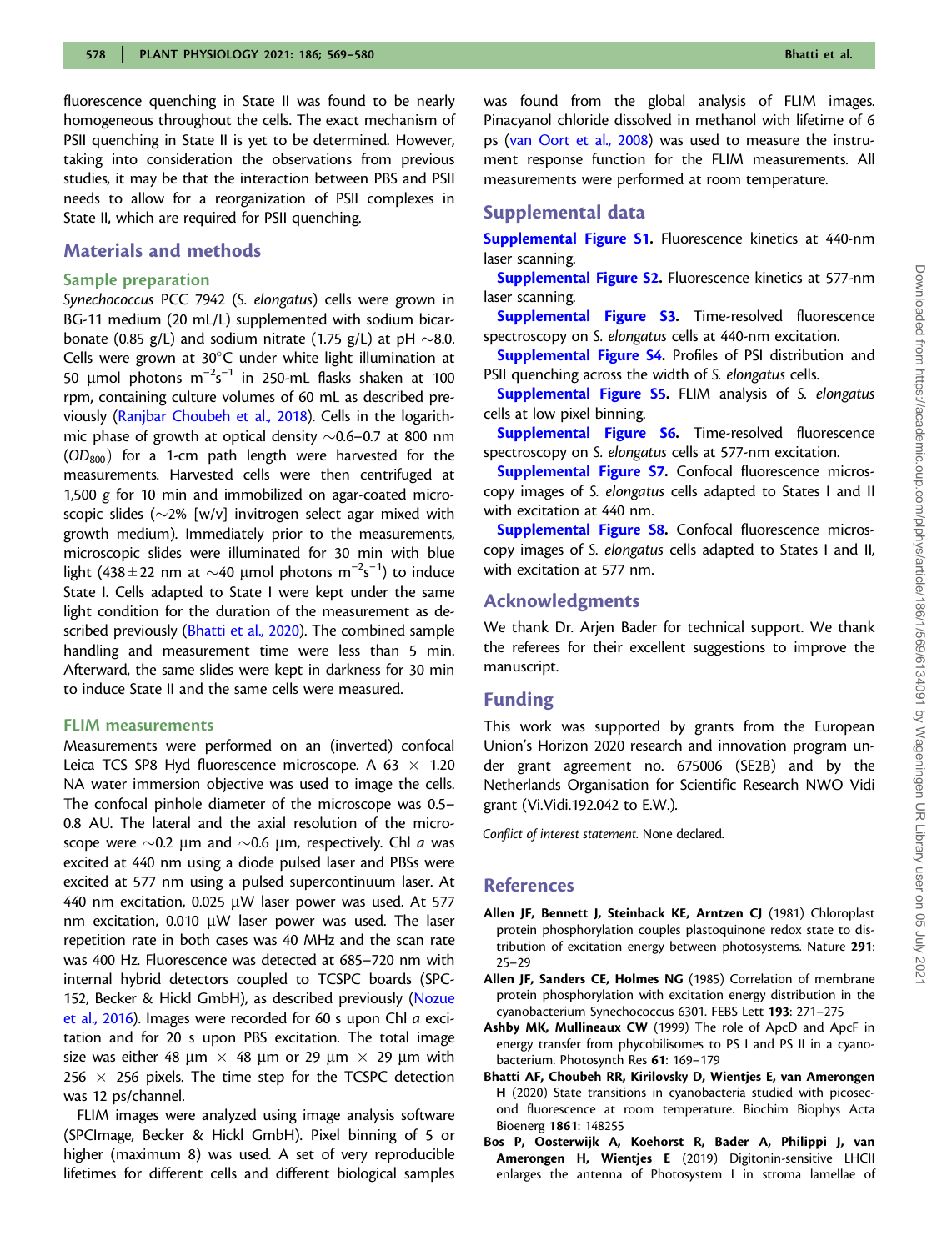fluorescence quenching in State II was found to be nearly homogeneous throughout the cells. The exact mechanism of PSII quenching in State II is yet to be determined. However, taking into consideration the observations from previous studies, it may be that the interaction between PBS and PSII needs to allow for a reorganization of PSII complexes in State II, which are required for PSII quenching.

## Materials and methods

### Sample preparation

*Synechococcus* PCC 7942 (*S. elongatus*) cells were grown in BG-11 medium (20 mL/L) supplemented with sodium bicarbonate (0.85 g/L) and sodium nitrate (1.75 g/L) at pH ~8.0. Cells were grown at 30°C under white light illumination at 50 μmol photons $m^{-2}s^{-1}$ in 250-mL flasks shaken at 100 rpm, containing culture volumes of 60 mL as described previously (Ranjbar Choubeh et al., 2018). Cells in the logarithmic phase of growth at optical density ~0.6–0.7 at 800 nm ($OD_{800}$) for a 1-cm path length were harvested for the measurements. Harvested cells were then centrifuged at 1,500 *g* for 10 min and immobilized on agar-coated microscopic slides (~2% [w/v] invitrogen select agar mixed with growth medium). Immediately prior to the measurements, microscopic slides were illuminated for 30 min with blue light (438 ± 22 nm at ~40 μmol photons $m^{-2}s^{-1}$) to induce State I. Cells adapted to State I were kept under the same light condition for the duration of the measurement as described previously (Bhatti et al., 2020). The combined sample handling and measurement time were less than 5 min. Afterward, the same slides were kept in darkness for 30 min to induce State II and the same cells were measured.

### FLIM measurements

Measurements were performed on an (inverted) confocal Leica TCS SP8 Hyd fluorescence microscope. A 63 × 1.20 NA water immersion objective was used to image the cells. The confocal pinhole diameter of the microscope was 0.5–0.8 AU. The lateral and the axial resolution of the microscope were ~0.2 μm and ~0.6 μm, respectively. Chl *a* was excited at 440 nm using a diode pulsed laser and PBSs were excited at 577 nm using a pulsed supercontinuum laser. At 440 nm excitation, 0.025 μW laser power was used. At 577 nm excitation, 0.010 μW laser power was used. The laser repetition rate in both cases was 40 MHz and the scan rate was 400 Hz. Fluorescence was detected at 685–720 nm with internal hybrid detectors coupled to TCSPC boards (SPC-152, Becker & Hickl GmbH), as described previously (Nozue et al., 2016). Images were recorded for 60 s upon Chl *a* excitation and for 20 s upon PBS excitation. The total image size was either 48 μm × 48 μm or 29 μm × 29 μm with 256 × 256 pixels. The time step for the TCSPC detection was 12 ps/channel.

FLIM images were analyzed using image analysis software (SPCImage, Becker & Hickl GmbH). Pixel binning of 5 or higher (maximum 8) was used. A set of very reproducible lifetimes for different cells and different biological samples was found from the global analysis of FLIM images. Pinacyanol chloride dissolved in methanol with lifetime of 6 ps (van Oort et al., 2008) was used to measure the instrument response function for the FLIM measurements. All measurements were performed at room temperature.

## Supplemental data

**Supplemental Figure S1.** Fluorescence kinetics at 440-nm laser scanning.

**Supplemental Figure S2.** Fluorescence kinetics at 577-nm laser scanning.

**Supplemental Figure S3.** Time-resolved fluorescence spectroscopy on *S. elongatus* cells at 440-nm excitation.

**Supplemental Figure S4.** Profiles of PSI distribution and PSII quenching across the width of *S. elongatus* cells.

**Supplemental Figure S5.** FLIM analysis of *S. elongatus* cells at low pixel binning.

**Supplemental Figure S6.** Time-resolved fluorescence spectroscopy on *S. elongatus* cells at 577-nm excitation.

**Supplemental Figure S7.** Confocal fluorescence microscopy images of *S. elongatus* cells adapted to States I and II with excitation at 440 nm.

**Supplemental Figure S8.** Confocal fluorescence microscopy images of *S. elongatus* cells adapted to States I and II, with excitation at 577 nm.

## Acknowledgments

We thank Dr. Arjen Bader for technical support. We thank the referees for their excellent suggestions to improve the manuscript.

## Funding

This work was supported by grants from the European Union's Horizon 2020 research and innovation program under grant agreement no. 675006 (SE2B) and by the Netherlands Organisation for Scientific Research NWO Vidi grant (Vi.Vidi.192.042 to E.W.).

*Conflict of interest statement.* None declared.

## References

**Allen JF, Bennett J, Steinback KE, Arntzen CJ** (1981) Chloroplast protein phosphorylation couples plastoquinone redox state to distribution of excitation energy between photosystems. Nature **291**: 25–29

**Allen JF, Sanders CE, Holmes NG** (1985) Correlation of membrane protein phosphorylation with excitation energy distribution in the cyanobacterium Synechococcus 6301. FEBS Lett **193**: 271–275

**Ashby MK, Mullineaux CW** (1999) The role of ApcD and ApcF in energy transfer from phycobilisomes to PS I and PS II in a cyanobacterium. Photosynth Res **61**: 169–179

**Bhatti AF, Choubeh RR, Kirilovsky D, Wientjes E, van Amerongen H** (2020) State transitions in cyanobacteria studied with picosecond fluorescence at room temperature. Biochim Biophys Acta Bioenerg **1861**: 148255

**Bos P, Oosterwijk A, Koehorst R, Bader A, Philippi J, van Amerongen H, Wientjes E** (2019) Digitonin-sensitive LHCII enlarges the antenna of Photosystem I in stroma lamellae of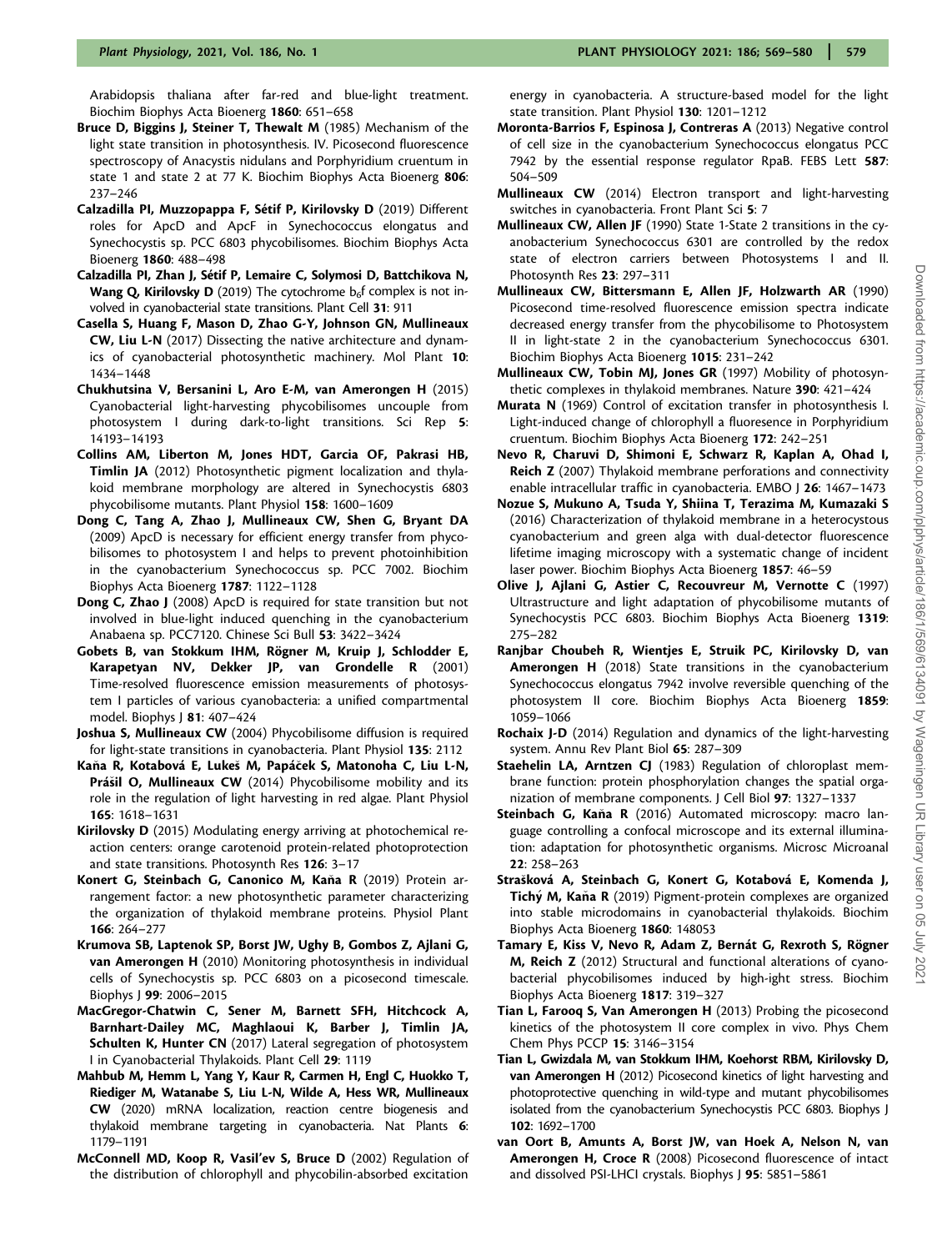Arabidopsis thaliana after far-red and blue-light treatment. Biochim Biophys Acta Bioenerg **1860**: 651–658

**Bruce D, Biggins J, Steiner T, Thewalt M** (1985) Mechanism of the light state transition in photosynthesis. IV. Picosecond fluorescence spectroscopy of Anacystis nidulans and Porphyridium cruentum in state 1 and state 2 at 77 K. Biochim Biophys Acta Bioenerg **806**: 237–246

**Calzadilla PI, Muzzopappa F, Sétif P, Kirilovsky D** (2019) Different roles for ApcD and ApcF in Synechococcus elongatus and Synechocystis sp. PCC 6803 phycobilisomes. Biochim Biophys Acta Bioenerg **1860**: 488–498

**Calzadilla PI, Zhan J, Sétif P, Lemaire C, Solymosi D, Battchikova N, Wang Q, Kirilovsky D** (2019) The cytochrome $b_6f$ complex is not involved in cyanobacterial state transitions. Plant Cell **31**: 911

**Casella S, Huang F, Mason D, Zhao G-Y, Johnson GN, Mullineaux CW, Liu L-N** (2017) Dissecting the native architecture and dynamics of cyanobacterial photosynthetic machinery. Mol Plant **10**: 1434–1448

**Chukhutsina V, Bersanini L, Aro E-M, van Amerongen H** (2015) Cyanobacterial light-harvesting phycobilisomes uncouple from photosystem I during dark-to-light transitions. Sci Rep **5**: 14193–14193

**Collins AM, Liberton M, Jones HDT, Garcia OF, Pakrasi HB, Timlin JA** (2012) Photosynthetic pigment localization and thylakoid membrane morphology are altered in Synechocystis 6803 phycobilisome mutants. Plant Physiol **158**: 1600–1609

**Dong C, Tang A, Zhao J, Mullineaux CW, Shen G, Bryant DA** (2009) ApcD is necessary for efficient energy transfer from phycobilisomes to photosystem I and helps to prevent photoinhibition in the cyanobacterium Synechococcus sp. PCC 7002. Biochim Biophys Acta Bioenerg **1787**: 1122–1128

**Dong C, Zhao J** (2008) ApcD is required for state transition but not involved in blue-light induced quenching in the cyanobacterium Anabaena sp. PCC7120. Chinese Sci Bull **53**: 3422–3424

**Gobets B, van Stokkum IHM, Rögner M, Kruip J, Schlodder E, Karapetyan NV, Dekker JP, van Grondelle R** (2001) Time-resolved fluorescence emission measurements of photosystem I particles of various cyanobacteria: a unified compartmental model. Biophys J **81**: 407–424

**Joshua S, Mullineaux CW** (2004) Phycobilisome diffusion is required for light-state transitions in cyanobacteria. Plant Physiol **135**: 2112

**Kaňa R, Kotabová E, Lukeš M, Papáček S, Matonoha C, Liu L-N, Prášil O, Mullineaux CW** (2014) Phycobilisome mobility and its role in the regulation of light harvesting in red algae. Plant Physiol **165**: 1618–1631

**Kirilovsky D** (2015) Modulating energy arriving at photochemical reaction centers: orange carotenoid protein-related photoprotection and state transitions. Photosynth Res **126**: 3–17

**Konert G, Steinbach G, Canonico M, Kaňa R** (2019) Protein arrangement factor: a new photosynthetic parameter characterizing the organization of thylakoid membrane proteins. Physiol Plant **166**: 264–277

**Krumova SB, Laptenok SP, Borst JW, Ughy B, Gombos Z, Ajlani G, van Amerongen H** (2010) Monitoring photosynthesis in individual cells of Synechocystis sp. PCC 6803 on a picosecond timescale. Biophys J **99**: 2006–2015

**MacGregor-Chatwin C, Sener M, Barnett SFH, Hitchcock A, Barnhart-Dailey MC, Maghlaoui K, Barber J, Timlin JA, Schulten K, Hunter CN** (2017) Lateral segregation of photosystem I in Cyanobacterial Thylakoids. Plant Cell **29**: 1119

**Mahbub M, Hemm L, Yang Y, Kaur R, Carmen H, Engl C, Huokko T, Riediger M, Watanabe S, Liu L-N, Wilde A, Hess WR, Mullineaux CW** (2020) mRNA localization, reaction centre biogenesis and thylakoid membrane targeting in cyanobacteria. Nat Plants **6**: 1179–1191

**McConnell MD, Koop R, Vasil'ev S, Bruce D** (2002) Regulation of the distribution of chlorophyll and phycobilin-absorbed excitation energy in cyanobacteria. A structure-based model for the light state transition. Plant Physiol **130**: 1201–1212

**Moronta-Barrios F, Espinosa J, Contreras A** (2013) Negative control of cell size in the cyanobacterium Synechococcus elongatus PCC 7942 by the essential response regulator RpaB. FEBS Lett **587**: 504–509

**Mullineaux CW** (2014) Electron transport and light-harvesting switches in cyanobacteria. Front Plant Sci **5**: 7

**Mullineaux CW, Allen JF** (1990) State 1-State 2 transitions in the cyanobacterium Synechococcus 6301 are controlled by the redox state of electron carriers between Photosystems I and II. Photosynth Res **23**: 297–311

**Mullineaux CW, Bittersmann E, Allen JF, Holzwarth AR** (1990) Picosecond time-resolved fluorescence emission spectra indicate decreased energy transfer from the phycobilisome to Photosystem II in light-state 2 in the cyanobacterium Synechococcus 6301. Biochim Biophys Acta Bioenerg **1015**: 231–242

**Mullineaux CW, Tobin MJ, Jones GR** (1997) Mobility of photosynthetic complexes in thylakoid membranes. Nature **390**: 421–424

**Murata N** (1969) Control of excitation transfer in photosynthesis I. Light-induced change of chlorophyll a fluoresence in Porphyridium cruentum. Biochim Biophys Acta Bioenerg **172**: 242–251

**Nevo R, Charuvi D, Shimoni E, Schwarz R, Kaplan A, Ohad I, Reich Z** (2007) Thylakoid membrane perforations and connectivity enable intracellular traffic in cyanobacteria. EMBO J **26**: 1467–1473

**Nozue S, Mukuno A, Tsuda Y, Shiina T, Terazima M, Kumazaki S** (2016) Characterization of thylakoid membrane in a heterocystous cyanobacterium and green alga with dual-detector fluorescence lifetime imaging microscopy with a systematic change of incident laser power. Biochim Biophys Acta Bioenerg **1857**: 46–59

**Olive J, Ajlani G, Astier C, Recouvreur M, Vernotte C** (1997) Ultrastructure and light adaptation of phycobilisome mutants of Synechocystis PCC 6803. Biochim Biophys Acta Bioenerg **1319**: 275–282

**Ranjbar Choubeh R, Wientjes E, Struik PC, Kirilovsky D, van Amerongen H** (2018) State transitions in the cyanobacterium Synechococcus elongatus 7942 involve reversible quenching of the photosystem II core. Biochim Biophys Acta Bioenerg **1859**: 1059–1066

**Rochaix J-D** (2014) Regulation and dynamics of the light-harvesting system. Annu Rev Plant Biol **65**: 287–309

**Staehelin LA, Arntzen CJ** (1983) Regulation of chloroplast membrane function: protein phosphorylation changes the spatial organization of membrane components. J Cell Biol **97**: 1327–1337

**Steinbach G, Kaňa R** (2016) Automated microscopy: macro language controlling a confocal microscope and its external illumination: adaptation for photosynthetic organisms. Microsc Microanal **22**: 258–263

**Strašková A, Steinbach G, Konert G, Kotabová E, Komenda J, Tichý M, Kaňa R** (2019) Pigment-protein complexes are organized into stable microdomains in cyanobacterial thylakoids. Biochim Biophys Acta Bioenerg **1860**: 148053

**Tamary E, Kiss V, Nevo R, Adam Z, Bernát G, Rexroth S, Rögner M, Reich Z** (2012) Structural and functional alterations of cyanobacterial phycobilisomes induced by high-light stress. Biochim Biophys Acta Bioenerg **1817**: 319–327

**Tian L, Farooq S, Van Amerongen H** (2013) Probing the picosecond kinetics of the photosystem II core complex in vivo. Phys Chem Chem Phys PCCP **15**: 3146–3154

**Tian L, Gwizdala M, van Stokkum IHM, Koehorst RBM, Kirilovsky D, van Amerongen H** (2012) Picosecond kinetics of light harvesting and photoprotective quenching in wild-type and mutant phycobilisomes isolated from the cyanobacterium Synechocystis PCC 6803. Biophys J **102**: 1692–1700

**van Oort B, Amunts A, Borst JW, van Hoek A, Nelson N, van Amerongen H, Croce R** (2008) Picosecond fluorescence of intact and dissolved PSI-LHCI crystals. Biophys J **95**: 5851–5861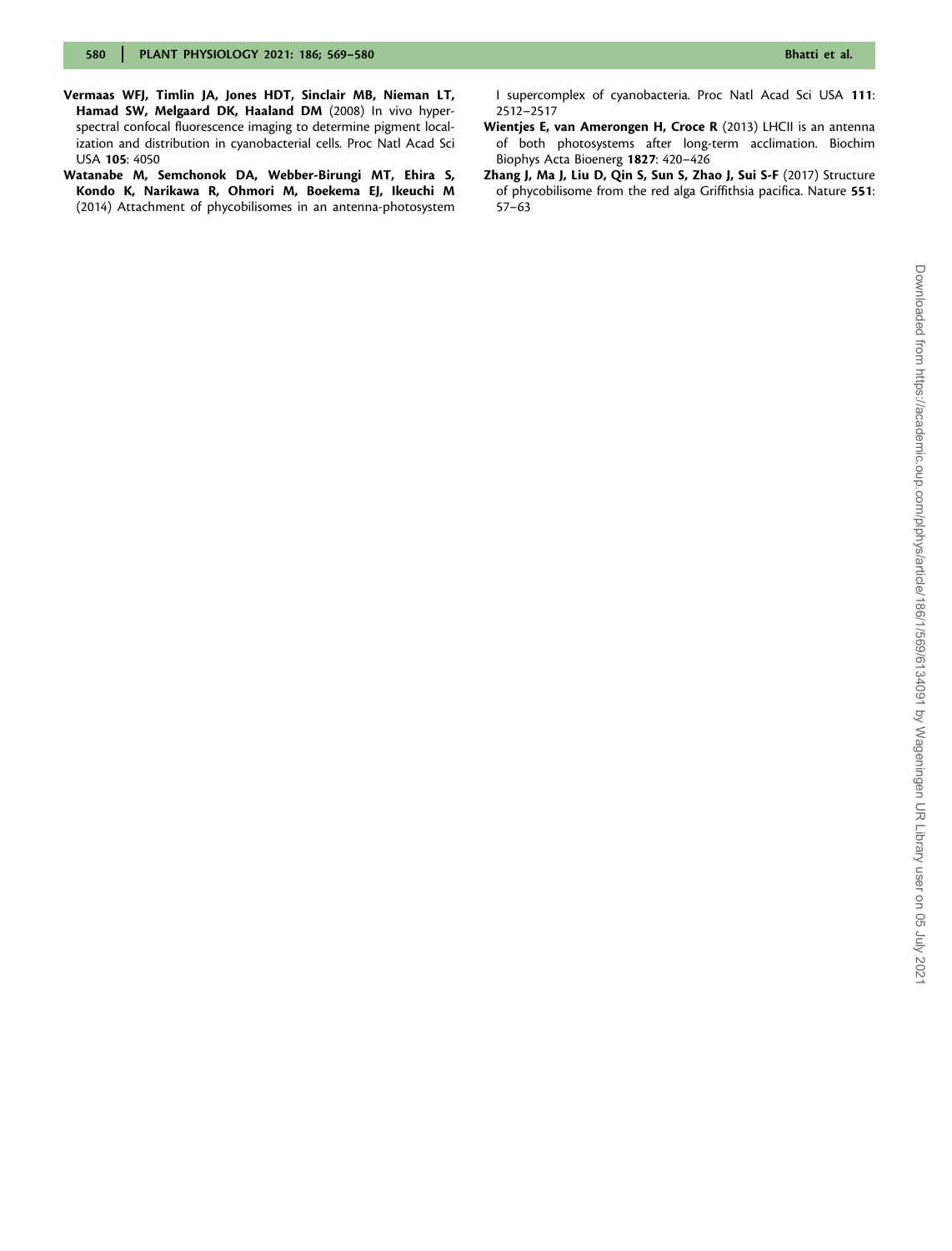**Vermaas WFJ, Timlin JA, Jones HDT, Sinclair MB, Nieman LT, Hamad SW, Melgaard DK, Haaland DM** (2008) In vivo hyperspectral confocal fluorescence imaging to determine pigment localization and distribution in cyanobacterial cells. Proc Natl Acad Sci USA **105**: 4050

**Watanabe M, Semchonok DA, Webber-Birungi MT, Ehira S, Kondo K, Narikawa R, Ohmori M, Boekema EJ, Ikeuchi M** (2014) Attachment of phycobilisomes in an antenna-photosystem I supercomplex of cyanobacteria. Proc Natl Acad Sci USA **111**: 2512–2517

**Wientjes E, van Amerongen H, Croce R** (2013) LHCII is an antenna of both photosystems after long-term acclimation. Biochim Biophys Acta Bioenerg **1827**: 420–426

**Zhang J, Ma J, Liu D, Qin S, Sun S, Zhao J, Sui S-F** (2017) Structure of phycobilisome from the red alga Griffithsia pacifica. Nature **551**: 57–63